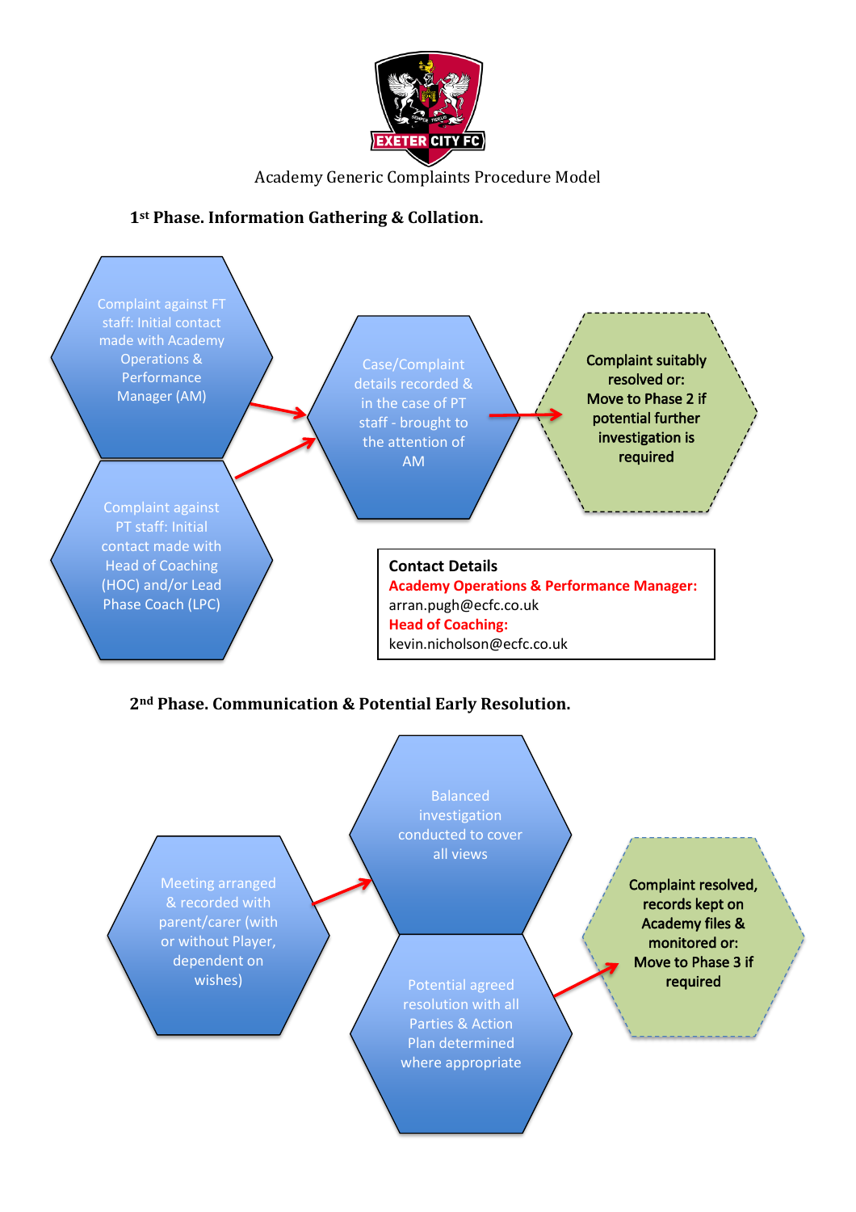Academy Generic Complaints Procedure Model

## 1st Phase. Information Gathering & Collation.

Complaint against FT staff: Initial contact made with Academy Operations & Performance Manager (AM)

Complaint against PT staff: Initial contact made with Head of Coaching (HOC) and/or Lead Phase Coach (LPC)

Case/Complaint details recorded & in the case of PT staff - brought to the attention of AM

**Complaint suitably resolved or: Move to Phase 2 if potential further investigation is required**

**Contact Details**
**Academy Operations & Performance Manager:**
arran.pugh@ecfc.co.uk
**Head of Coaching:**
kevin.nicholson@ecfc.co.uk

## 2nd Phase. Communication & Potential Early Resolution.

Meeting arranged & recorded with parent/carer (with or without Player, dependent on wishes)

Balanced investigation conducted to cover all views

Potential agreed resolution with all Parties & Action Plan determined where appropriate

**Complaint resolved, records kept on Academy files & monitored or: Move to Phase 3 if required**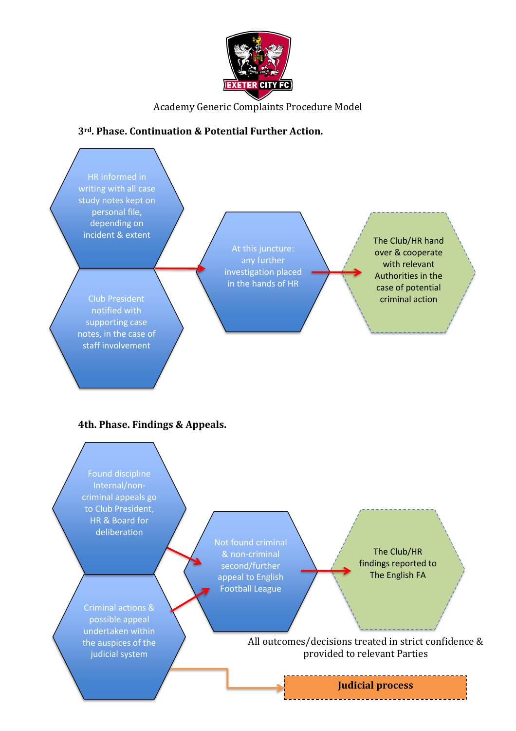Academy Generic Complaints Procedure Model

### 3rd. Phase. Continuation & Potential Further Action.

HR informed in writing with all case study notes kept on personal file, depending on incident & extent

Club President notified with supporting case notes, in the case of staff involvement

At this juncture: any further investigation placed in the hands of HR

The Club/HR hand over & cooperate with relevant Authorities in the case of potential criminal action

### 4th. Phase. Findings & Appeals.

Found discipline Internal/non-criminal appeals go to Club President, HR & Board for deliberation

Criminal actions & possible appeal undertaken within the auspices of the judicial system

Not found criminal & non-criminal second/further appeal to English Football League

The Club/HR findings reported to The English FA

All outcomes/decisions treated in strict confidence & provided to relevant Parties

**Judicial process**